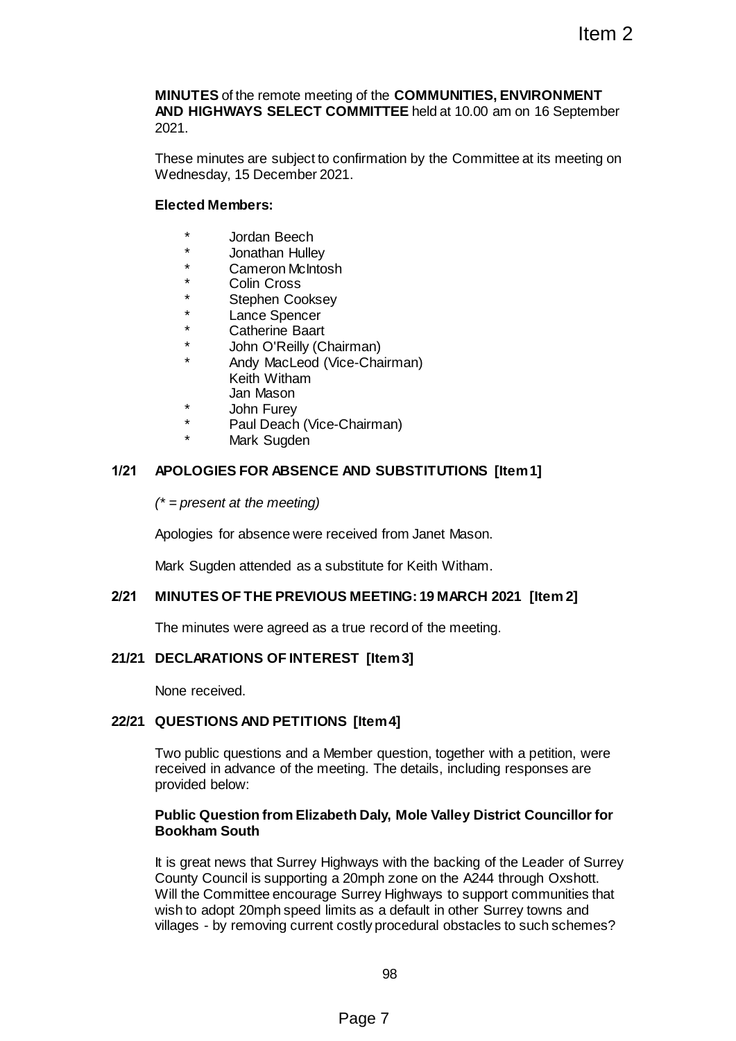**MINUTES** of the remote meeting of the **COMMUNITIES, ENVIRONMENT AND HIGHWAYS SELECT COMMITTEE** held at 10.00 am on 16 September 2021.

These minutes are subject to confirmation by the Committee at its meeting on Wednesday, 15 December 2021.

**Elected Members:**

- \* Jordan Beech
- \* Jonathan Hulley
- \* Cameron McIntosh
- \* Colin Cross
- \* Stephen Cooksey
- \* Lance Spencer
- \* Catherine Baart
- \* John O'Reilly (Chairman)
- \* Andy MacLeod (Vice-Chairman)
- Keith Witham
- Jan Mason
- \* John Furey
- \* Paul Deach (Vice-Chairman)
- \* Mark Sugden

## 1/21 APOLOGIES FOR ABSENCE AND SUBSTITUTIONS [Item 1]

*(\* = present at the meeting)*

Apologies for absence were received from Janet Mason.

Mark Sugden attended as a substitute for Keith Witham.

## 2/21 MINUTES OF THE PREVIOUS MEETING: 19 MARCH 2021 [Item 2]

The minutes were agreed as a true record of the meeting.

## 21/21 DECLARATIONS OF INTEREST [Item 3]

None received.

## 22/21 QUESTIONS AND PETITIONS [Item 4]

Two public questions and a Member question, together with a petition, were received in advance of the meeting. The details, including responses are provided below:

**Public Question from Elizabeth Daly, Mole Valley District Councillor for Bookham South**

It is great news that Surrey Highways with the backing of the Leader of Surrey County Council is supporting a 20mph zone on the A244 through Oxshott. Will the Committee encourage Surrey Highways to support communities that wish to adopt 20mph speed limits as a default in other Surrey towns and villages - by removing current costly procedural obstacles to such schemes?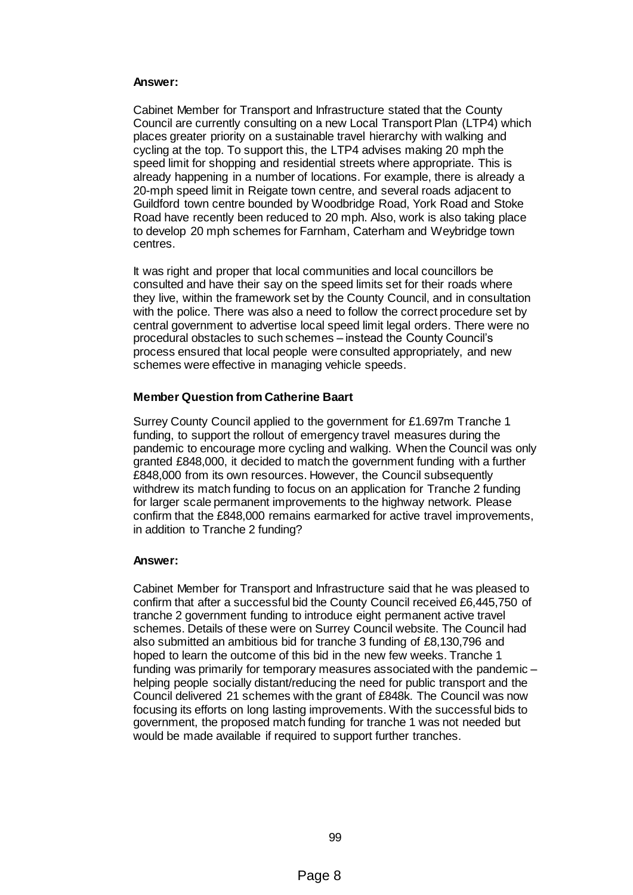**Answer:**

Cabinet Member for Transport and Infrastructure stated that the County Council are currently consulting on a new Local Transport Plan (LTP4) which places greater priority on a sustainable travel hierarchy with walking and cycling at the top. To support this, the LTP4 advises making 20 mph the speed limit for shopping and residential streets where appropriate. This is already happening in a number of locations. For example, there is already a 20-mph speed limit in Reigate town centre, and several roads adjacent to Guildford town centre bounded by Woodbridge Road, York Road and Stoke Road have recently been reduced to 20 mph. Also, work is also taking place to develop 20 mph schemes for Farnham, Caterham and Weybridge town centres.

It was right and proper that local communities and local councillors be consulted and have their say on the speed limits set for their roads where they live, within the framework set by the County Council, and in consultation with the police. There was also a need to follow the correct procedure set by central government to advertise local speed limit legal orders. There were no procedural obstacles to such schemes – instead the County Council's process ensured that local people were consulted appropriately, and new schemes were effective in managing vehicle speeds.

**Member Question from Catherine Baart**

Surrey County Council applied to the government for £1.697m Tranche 1 funding, to support the rollout of emergency travel measures during the pandemic to encourage more cycling and walking. When the Council was only granted £848,000, it decided to match the government funding with a further £848,000 from its own resources. However, the Council subsequently withdrew its match funding to focus on an application for Tranche 2 funding for larger scale permanent improvements to the highway network. Please confirm that the £848,000 remains earmarked for active travel improvements, in addition to Tranche 2 funding?

**Answer:**

Cabinet Member for Transport and Infrastructure said that he was pleased to confirm that after a successful bid the County Council received £6,445,750 of tranche 2 government funding to introduce eight permanent active travel schemes. Details of these were on Surrey Council website. The Council had also submitted an ambitious bid for tranche 3 funding of £8,130,796 and hoped to learn the outcome of this bid in the new few weeks. Tranche 1 funding was primarily for temporary measures associated with the pandemic – helping people socially distant/reducing the need for public transport and the Council delivered 21 schemes with the grant of £848k. The Council was now focusing its efforts on long lasting improvements. With the successful bids to government, the proposed match funding for tranche 1 was not needed but would be made available if required to support further tranches.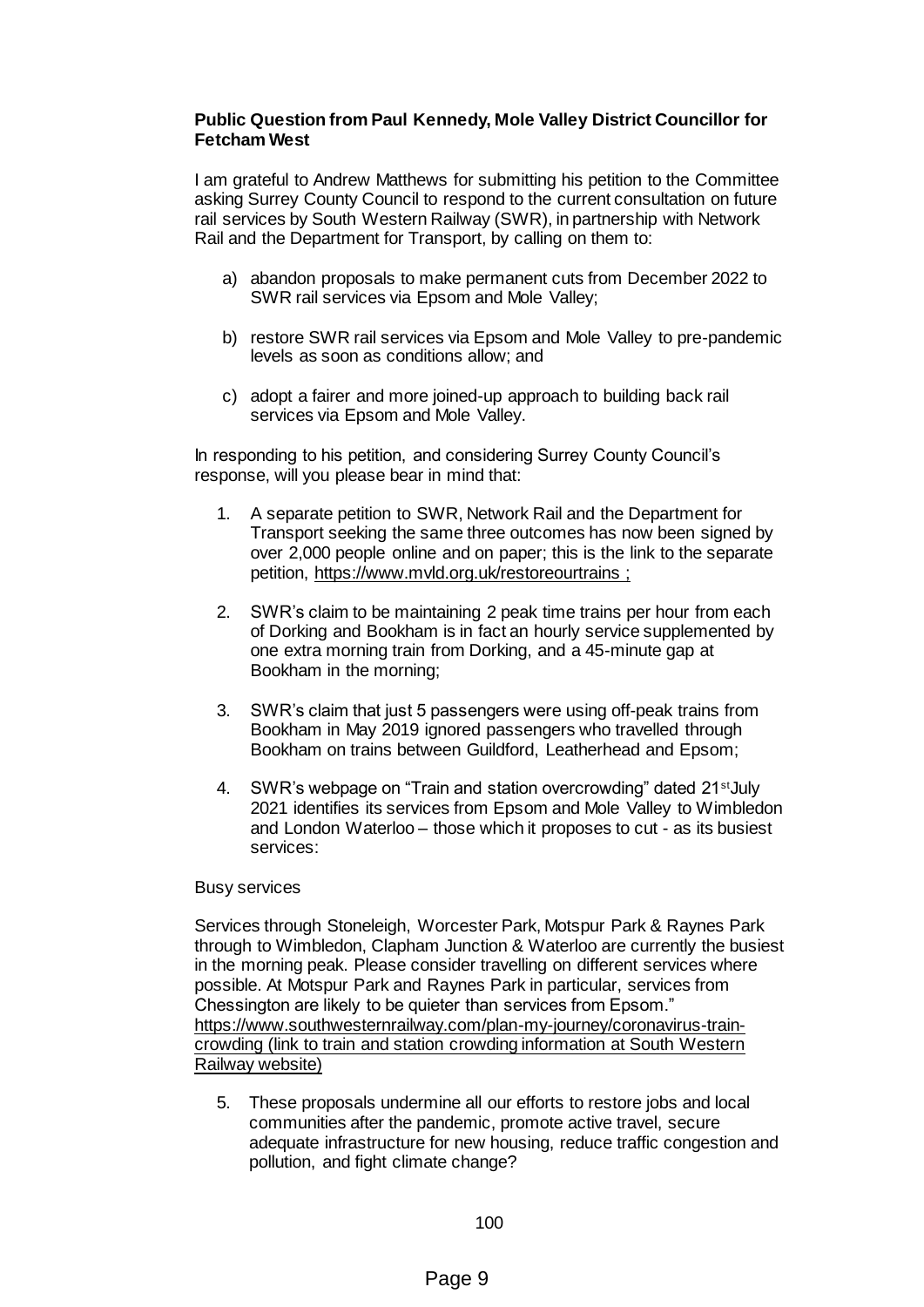**Public Question from Paul Kennedy, Mole Valley District Councillor for Fetcham West**

I am grateful to Andrew Matthews for submitting his petition to the Committee asking Surrey County Council to respond to the current consultation on future rail services by South Western Railway (SWR), in partnership with Network Rail and the Department for Transport, by calling on them to:

a) abandon proposals to make permanent cuts from December 2022 to SWR rail services via Epsom and Mole Valley;

b) restore SWR rail services via Epsom and Mole Valley to pre-pandemic levels as soon as conditions allow; and

c) adopt a fairer and more joined-up approach to building back rail services via Epsom and Mole Valley.

In responding to his petition, and considering Surrey County Council's response, will you please bear in mind that:

1. A separate petition to SWR, Network Rail and the Department for Transport seeking the same three outcomes has now been signed by over 2,000 people online and on paper; this is the link to the separate petition, https://www.mvld.org.uk/restoreourtrains ;

2. SWR's claim to be maintaining 2 peak time trains per hour from each of Dorking and Bookham is in fact an hourly service supplemented by one extra morning train from Dorking, and a 45-minute gap at Bookham in the morning;

3. SWR's claim that just 5 passengers were using off-peak trains from Bookham in May 2019 ignored passengers who travelled through Bookham on trains between Guildford, Leatherhead and Epsom;

4. SWR's webpage on "Train and station overcrowding" dated 21st July 2021 identifies its services from Epsom and Mole Valley to Wimbledon and London Waterloo – those which it proposes to cut - as its busiest services:

Busy services

Services through Stoneleigh, Worcester Park, Motspur Park & Raynes Park through to Wimbledon, Clapham Junction & Waterloo are currently the busiest in the morning peak. Please consider travelling on different services where possible. At Motspur Park and Raynes Park in particular, services from Chessington are likely to be quieter than services from Epsom."
https://www.southwesternrailway.com/plan-my-journey/coronavirus-train-crowding (link to train and station crowding information at South Western Railway website)

5. These proposals undermine all our efforts to restore jobs and local communities after the pandemic, promote active travel, secure adequate infrastructure for new housing, reduce traffic congestion and pollution, and fight climate change?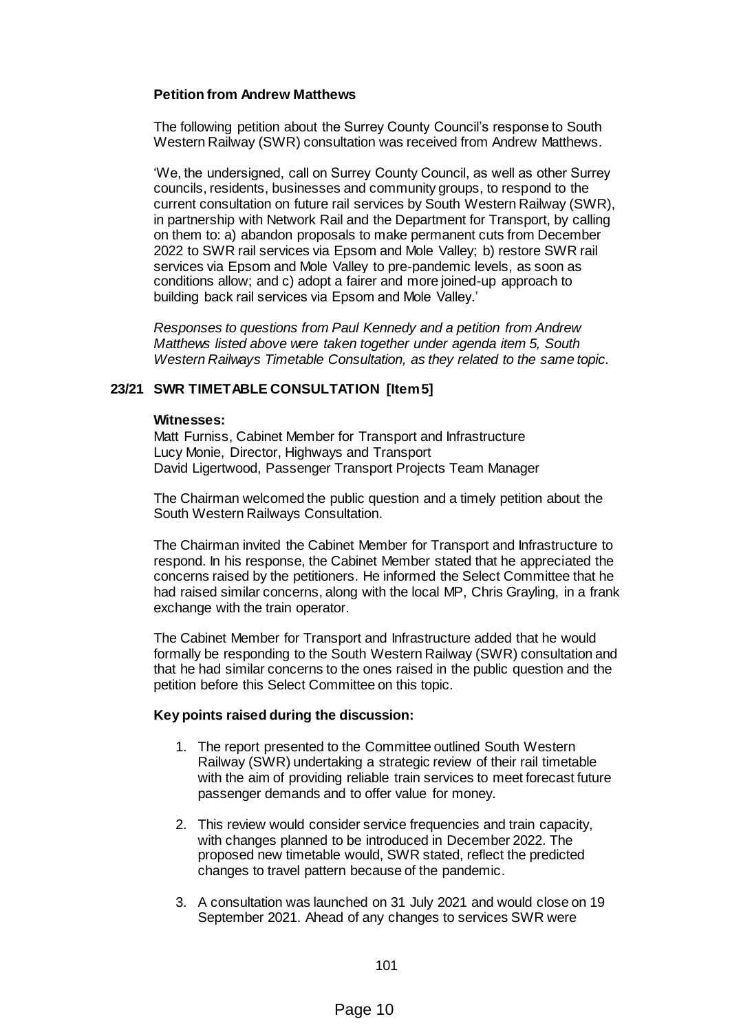**Petition from Andrew Matthews**

The following petition about the Surrey County Council's response to South Western Railway (SWR) consultation was received from Andrew Matthews.

'We, the undersigned, call on Surrey County Council, as well as other Surrey councils, residents, businesses and community groups, to respond to the current consultation on future rail services by South Western Railway (SWR), in partnership with Network Rail and the Department for Transport, by calling on them to: a) abandon proposals to make permanent cuts from December 2022 to SWR rail services via Epsom and Mole Valley; b) restore SWR rail services via Epsom and Mole Valley to pre-pandemic levels, as soon as conditions allow; and c) adopt a fairer and more joined-up approach to building back rail services via Epsom and Mole Valley.'

*Responses to questions from Paul Kennedy and a petition from Andrew Matthews listed above were taken together under agenda item 5, South Western Railways Timetable Consultation, as they related to the same topic.*

## 23/21 SWR TIMETABLE CONSULTATION [Item 5]

**Witnesses:**

Matt Furniss, Cabinet Member for Transport and Infrastructure
Lucy Monie, Director, Highways and Transport
David Ligertwood, Passenger Transport Projects Team Manager

The Chairman welcomed the public question and a timely petition about the South Western Railways Consultation.

The Chairman invited the Cabinet Member for Transport and Infrastructure to respond. In his response, the Cabinet Member stated that he appreciated the concerns raised by the petitioners. He informed the Select Committee that he had raised similar concerns, along with the local MP, Chris Grayling, in a frank exchange with the train operator.

The Cabinet Member for Transport and Infrastructure added that he would formally be responding to the South Western Railway (SWR) consultation and that he had similar concerns to the ones raised in the public question and the petition before this Select Committee on this topic.

**Key points raised during the discussion:**

1. The report presented to the Committee outlined South Western Railway (SWR) undertaking a strategic review of their rail timetable with the aim of providing reliable train services to meet forecast future passenger demands and to offer value for money.

2. This review would consider service frequencies and train capacity, with changes planned to be introduced in December 2022. The proposed new timetable would, SWR stated, reflect the predicted changes to travel pattern because of the pandemic.

3. A consultation was launched on 31 July 2021 and would close on 19 September 2021. Ahead of any changes to services SWR were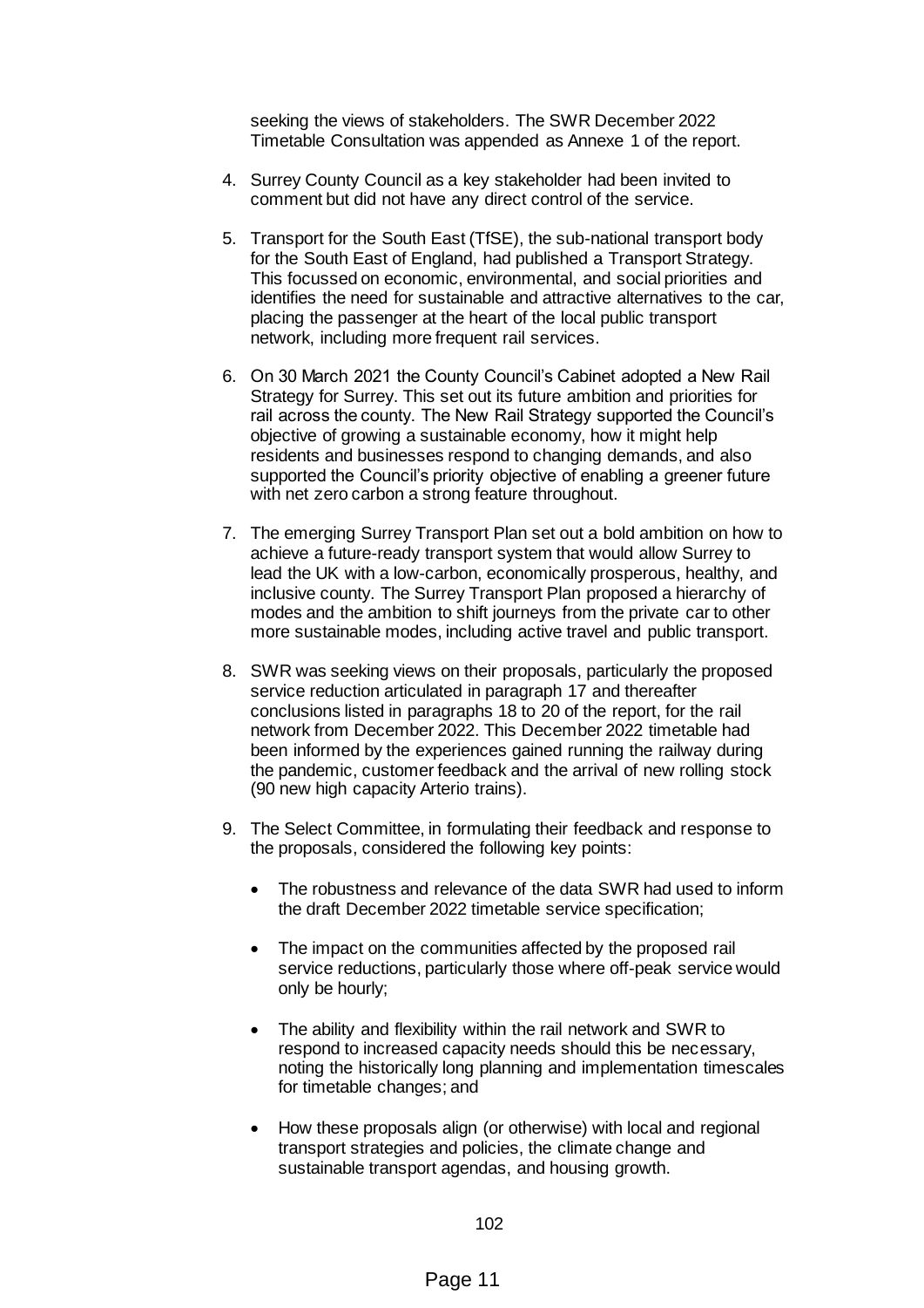seeking the views of stakeholders. The SWR December 2022 Timetable Consultation was appended as Annexe 1 of the report.

4. Surrey County Council as a key stakeholder had been invited to comment but did not have any direct control of the service.

5. Transport for the South East (TfSE), the sub-national transport body for the South East of England, had published a Transport Strategy. This focussed on economic, environmental, and social priorities and identifies the need for sustainable and attractive alternatives to the car, placing the passenger at the heart of the local public transport network, including more frequent rail services.

6. On 30 March 2021 the County Council's Cabinet adopted a New Rail Strategy for Surrey. This set out its future ambition and priorities for rail across the county. The New Rail Strategy supported the Council's objective of growing a sustainable economy, how it might help residents and businesses respond to changing demands, and also supported the Council's priority objective of enabling a greener future with net zero carbon a strong feature throughout.

7. The emerging Surrey Transport Plan set out a bold ambition on how to achieve a future-ready transport system that would allow Surrey to lead the UK with a low-carbon, economically prosperous, healthy, and inclusive county. The Surrey Transport Plan proposed a hierarchy of modes and the ambition to shift journeys from the private car to other more sustainable modes, including active travel and public transport.

8. SWR was seeking views on their proposals, particularly the proposed service reduction articulated in paragraph 17 and thereafter conclusions listed in paragraphs 18 to 20 of the report, for the rail network from December 2022. This December 2022 timetable had been informed by the experiences gained running the railway during the pandemic, customer feedback and the arrival of new rolling stock (90 new high capacity Arterio trains).

9. The Select Committee, in formulating their feedback and response to the proposals, considered the following key points:

   - The robustness and relevance of the data SWR had used to inform the draft December 2022 timetable service specification;

   - The impact on the communities affected by the proposed rail service reductions, particularly those where off-peak service would only be hourly;

   - The ability and flexibility within the rail network and SWR to respond to increased capacity needs should this be necessary, noting the historically long planning and implementation timescales for timetable changes; and

   - How these proposals align (or otherwise) with local and regional transport strategies and policies, the climate change and sustainable transport agendas, and housing growth.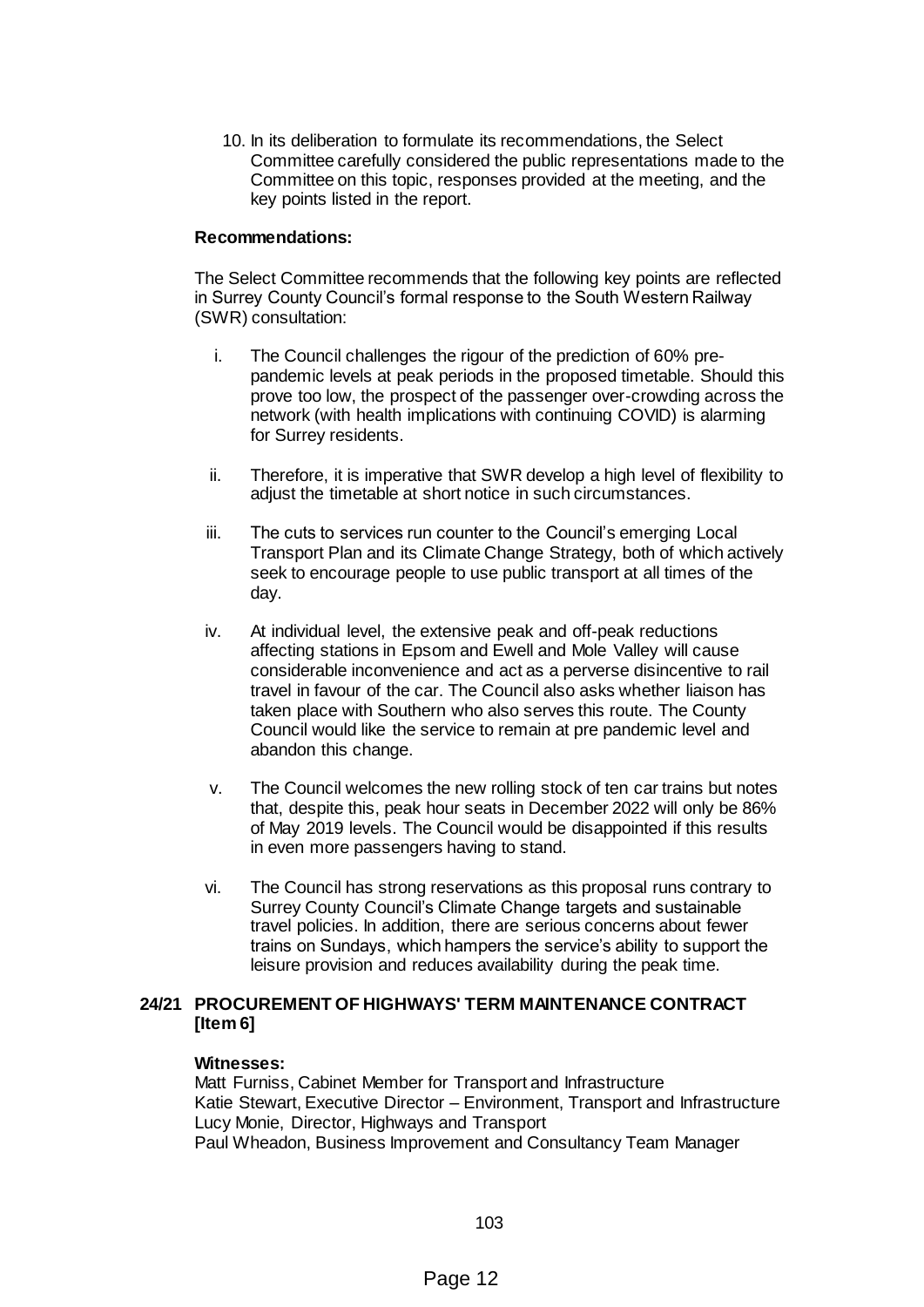10. In its deliberation to formulate its recommendations, the Select Committee carefully considered the public representations made to the Committee on this topic, responses provided at the meeting, and the key points listed in the report.

**Recommendations:**

The Select Committee recommends that the following key points are reflected in Surrey County Council's formal response to the South Western Railway (SWR) consultation:

i. The Council challenges the rigour of the prediction of 60% pre-pandemic levels at peak periods in the proposed timetable. Should this prove too low, the prospect of the passenger over-crowding across the network (with health implications with continuing COVID) is alarming for Surrey residents.

ii. Therefore, it is imperative that SWR develop a high level of flexibility to adjust the timetable at short notice in such circumstances.

iii. The cuts to services run counter to the Council's emerging Local Transport Plan and its Climate Change Strategy, both of which actively seek to encourage people to use public transport at all times of the day.

iv. At individual level, the extensive peak and off-peak reductions affecting stations in Epsom and Ewell and Mole Valley will cause considerable inconvenience and act as a perverse disincentive to rail travel in favour of the car. The Council also asks whether liaison has taken place with Southern who also serves this route. The County Council would like the service to remain at pre pandemic level and abandon this change.

v. The Council welcomes the new rolling stock of ten car trains but notes that, despite this, peak hour seats in December 2022 will only be 86% of May 2019 levels. The Council would be disappointed if this results in even more passengers having to stand.

vi. The Council has strong reservations as this proposal runs contrary to Surrey County Council's Climate Change targets and sustainable travel policies. In addition, there are serious concerns about fewer trains on Sundays, which hampers the service's ability to support the leisure provision and reduces availability during the peak time.

**24/21 PROCUREMENT OF HIGHWAYS' TERM MAINTENANCE CONTRACT [Item 6]**

**Witnesses:**

Matt Furniss, Cabinet Member for Transport and Infrastructure
Katie Stewart, Executive Director – Environment, Transport and Infrastructure
Lucy Monie, Director, Highways and Transport
Paul Wheadon, Business Improvement and Consultancy Team Manager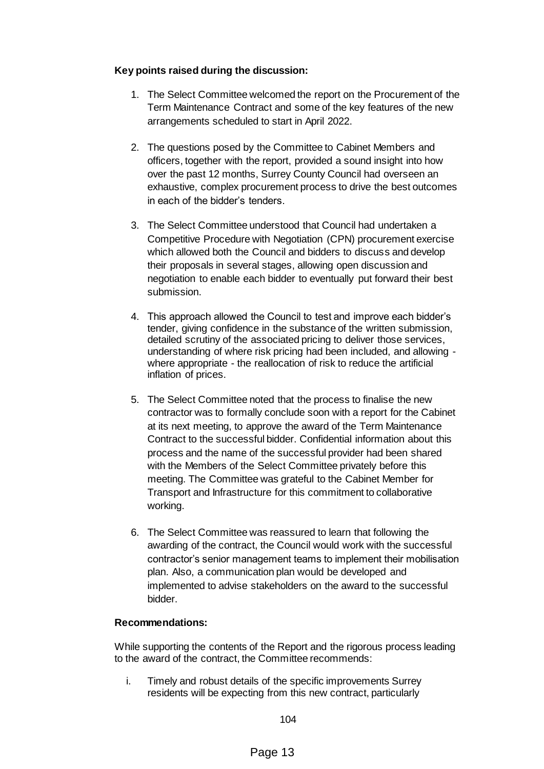**Key points raised during the discussion:**

1. The Select Committee welcomed the report on the Procurement of the Term Maintenance Contract and some of the key features of the new arrangements scheduled to start in April 2022.

2. The questions posed by the Committee to Cabinet Members and officers, together with the report, provided a sound insight into how over the past 12 months, Surrey County Council had overseen an exhaustive, complex procurement process to drive the best outcomes in each of the bidder's tenders.

3. The Select Committee understood that Council had undertaken a Competitive Procedure with Negotiation (CPN) procurement exercise which allowed both the Council and bidders to discuss and develop their proposals in several stages, allowing open discussion and negotiation to enable each bidder to eventually put forward their best submission.

4. This approach allowed the Council to test and improve each bidder's tender, giving confidence in the substance of the written submission, detailed scrutiny of the associated pricing to deliver those services, understanding of where risk pricing had been included, and allowing - where appropriate - the reallocation of risk to reduce the artificial inflation of prices.

5. The Select Committee noted that the process to finalise the new contractor was to formally conclude soon with a report for the Cabinet at its next meeting, to approve the award of the Term Maintenance Contract to the successful bidder. Confidential information about this process and the name of the successful provider had been shared with the Members of the Select Committee privately before this meeting. The Committee was grateful to the Cabinet Member for Transport and Infrastructure for this commitment to collaborative working.

6. The Select Committee was reassured to learn that following the awarding of the contract, the Council would work with the successful contractor's senior management teams to implement their mobilisation plan. Also, a communication plan would be developed and implemented to advise stakeholders on the award to the successful bidder.

**Recommendations:**

While supporting the contents of the Report and the rigorous process leading to the award of the contract, the Committee recommends:

i. Timely and robust details of the specific improvements Surrey residents will be expecting from this new contract, particularly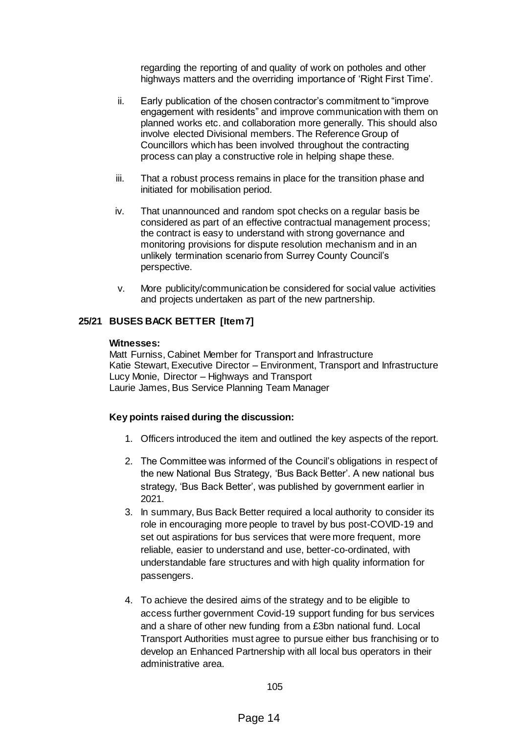regarding the reporting of and quality of work on potholes and other highways matters and the overriding importance of 'Right First Time'.

ii. Early publication of the chosen contractor's commitment to "improve engagement with residents" and improve communication with them on planned works etc. and collaboration more generally. This should also involve elected Divisional members. The Reference Group of Councillors which has been involved throughout the contracting process can play a constructive role in helping shape these.

iii. That a robust process remains in place for the transition phase and initiated for mobilisation period.

iv. That unannounced and random spot checks on a regular basis be considered as part of an effective contractual management process; the contract is easy to understand with strong governance and monitoring provisions for dispute resolution mechanism and in an unlikely termination scenario from Surrey County Council's perspective.

v. More publicity/communication be considered for social value activities and projects undertaken as part of the new partnership.

## 25/21 BUSES BACK BETTER [Item 7]

**Witnesses:**

Matt Furniss, Cabinet Member for Transport and Infrastructure
Katie Stewart, Executive Director – Environment, Transport and Infrastructure
Lucy Monie, Director – Highways and Transport
Laurie James, Bus Service Planning Team Manager

**Key points raised during the discussion:**

1. Officers introduced the item and outlined the key aspects of the report.
2. The Committee was informed of the Council's obligations in respect of the new National Bus Strategy, 'Bus Back Better'. A new national bus strategy, 'Bus Back Better', was published by government earlier in 2021.
3. In summary, Bus Back Better required a local authority to consider its role in encouraging more people to travel by bus post-COVID-19 and set out aspirations for bus services that were more frequent, more reliable, easier to understand and use, better-co-ordinated, with understandable fare structures and with high quality information for passengers.
4. To achieve the desired aims of the strategy and to be eligible to access further government Covid-19 support funding for bus services and a share of other new funding from a £3bn national fund. Local Transport Authorities must agree to pursue either bus franchising or to develop an Enhanced Partnership with all local bus operators in their administrative area.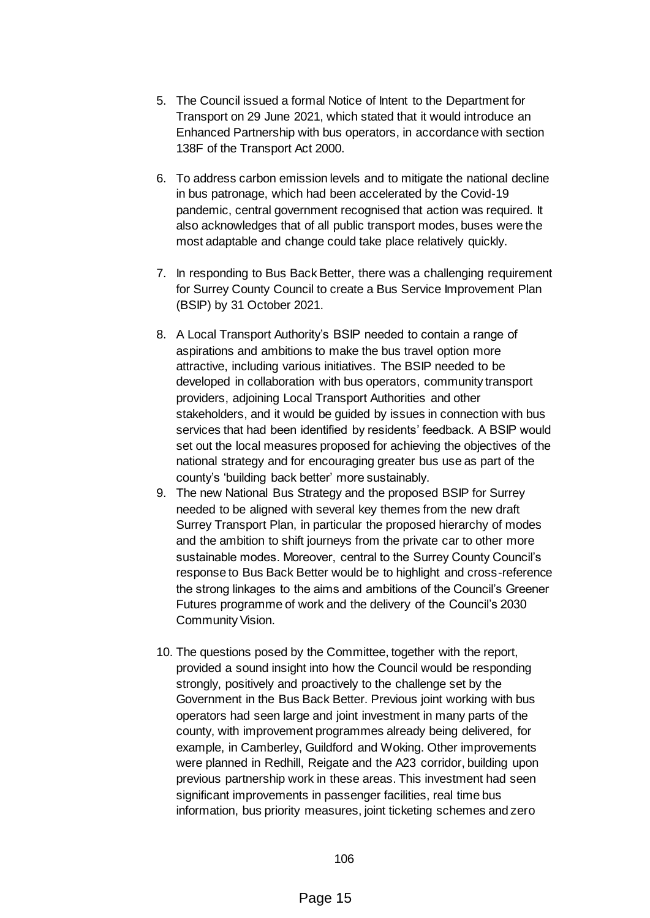5. The Council issued a formal Notice of Intent to the Department for Transport on 29 June 2021, which stated that it would introduce an Enhanced Partnership with bus operators, in accordance with section 138F of the Transport Act 2000.

6. To address carbon emission levels and to mitigate the national decline in bus patronage, which had been accelerated by the Covid-19 pandemic, central government recognised that action was required. It also acknowledges that of all public transport modes, buses were the most adaptable and change could take place relatively quickly.

7. In responding to Bus Back Better, there was a challenging requirement for Surrey County Council to create a Bus Service Improvement Plan (BSIP) by 31 October 2021.

8. A Local Transport Authority's BSIP needed to contain a range of aspirations and ambitions to make the bus travel option more attractive, including various initiatives. The BSIP needed to be developed in collaboration with bus operators, community transport providers, adjoining Local Transport Authorities and other stakeholders, and it would be guided by issues in connection with bus services that had been identified by residents' feedback. A BSIP would set out the local measures proposed for achieving the objectives of the national strategy and for encouraging greater bus use as part of the county's 'building back better' more sustainably.

9. The new National Bus Strategy and the proposed BSIP for Surrey needed to be aligned with several key themes from the new draft Surrey Transport Plan, in particular the proposed hierarchy of modes and the ambition to shift journeys from the private car to other more sustainable modes. Moreover, central to the Surrey County Council's response to Bus Back Better would be to highlight and cross-reference the strong linkages to the aims and ambitions of the Council's Greener Futures programme of work and the delivery of the Council's 2030 Community Vision.

10. The questions posed by the Committee, together with the report, provided a sound insight into how the Council would be responding strongly, positively and proactively to the challenge set by the Government in the Bus Back Better. Previous joint working with bus operators had seen large and joint investment in many parts of the county, with improvement programmes already being delivered, for example, in Camberley, Guildford and Woking. Other improvements were planned in Redhill, Reigate and the A23 corridor, building upon previous partnership work in these areas. This investment had seen significant improvements in passenger facilities, real time bus information, bus priority measures, joint ticketing schemes and zero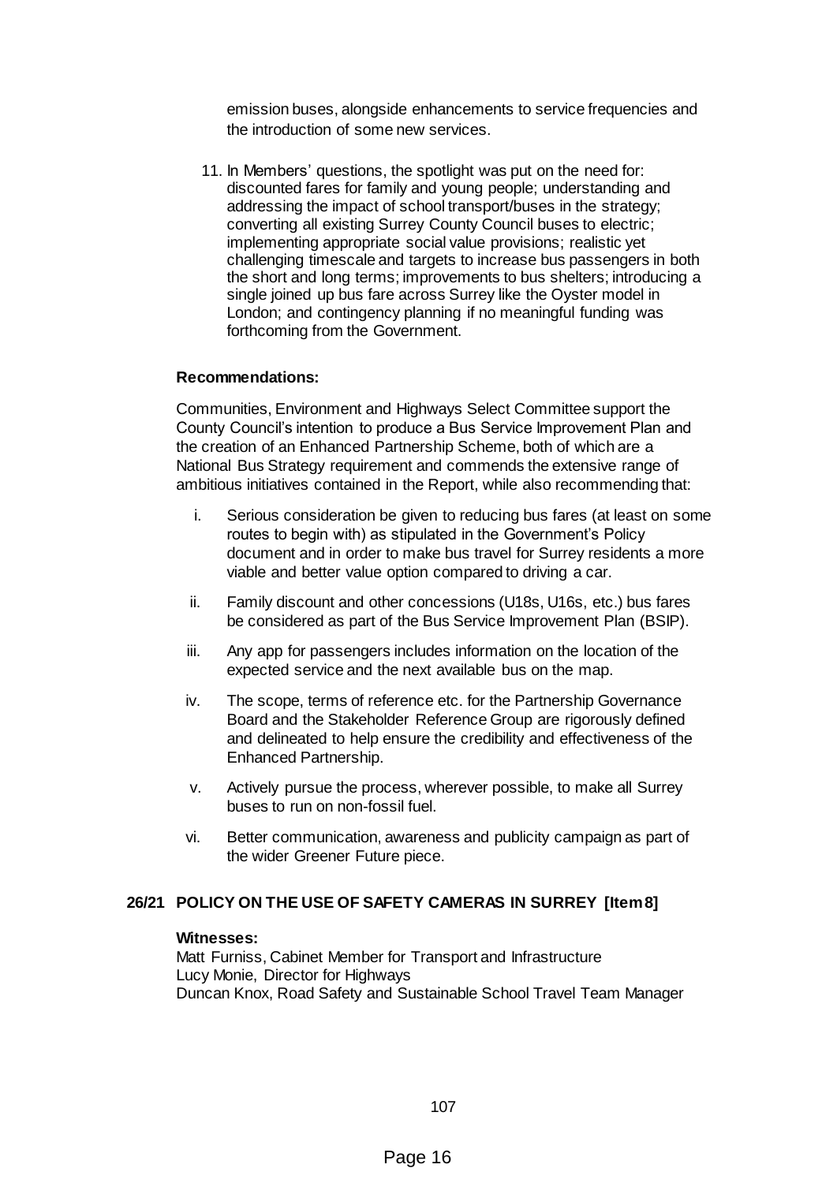emission buses, alongside enhancements to service frequencies and the introduction of some new services.

11. In Members' questions, the spotlight was put on the need for: discounted fares for family and young people; understanding and addressing the impact of school transport/buses in the strategy; converting all existing Surrey County Council buses to electric; implementing appropriate social value provisions; realistic yet challenging timescale and targets to increase bus passengers in both the short and long terms; improvements to bus shelters; introducing a single joined up bus fare across Surrey like the Oyster model in London; and contingency planning if no meaningful funding was forthcoming from the Government.

**Recommendations:**

Communities, Environment and Highways Select Committee support the County Council's intention to produce a Bus Service Improvement Plan and the creation of an Enhanced Partnership Scheme, both of which are a National Bus Strategy requirement and commends the extensive range of ambitious initiatives contained in the Report, while also recommending that:

i. Serious consideration be given to reducing bus fares (at least on some routes to begin with) as stipulated in the Government's Policy document and in order to make bus travel for Surrey residents a more viable and better value option compared to driving a car.

ii. Family discount and other concessions (U18s, U16s, etc.) bus fares be considered as part of the Bus Service Improvement Plan (BSIP).

iii. Any app for passengers includes information on the location of the expected service and the next available bus on the map.

iv. The scope, terms of reference etc. for the Partnership Governance Board and the Stakeholder Reference Group are rigorously defined and delineated to help ensure the credibility and effectiveness of the Enhanced Partnership.

v. Actively pursue the process, wherever possible, to make all Surrey buses to run on non-fossil fuel.

vi. Better communication, awareness and publicity campaign as part of the wider Greener Future piece.

## 26/21 POLICY ON THE USE OF SAFETY CAMERAS IN SURREY [Item 8]

**Witnesses:**

Matt Furniss, Cabinet Member for Transport and Infrastructure
Lucy Monie, Director for Highways
Duncan Knox, Road Safety and Sustainable School Travel Team Manager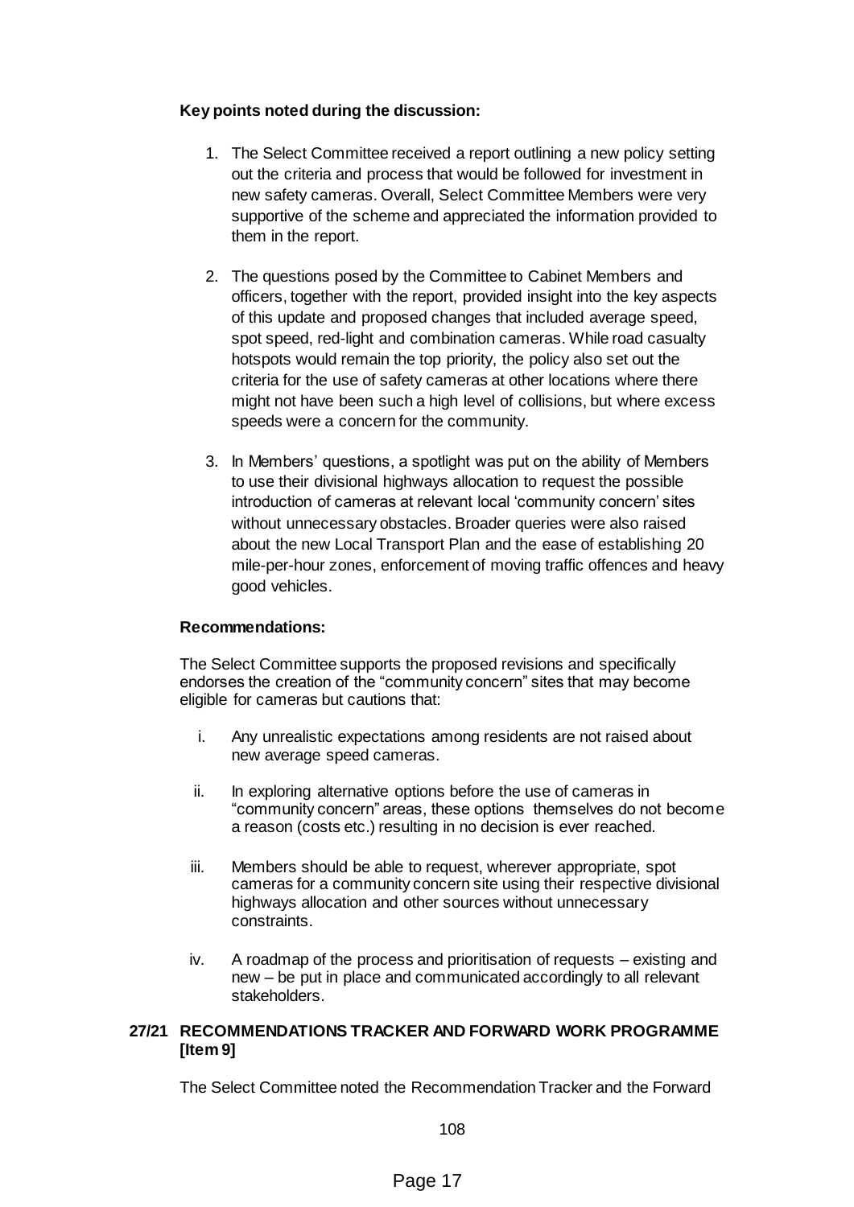**Key points noted during the discussion:**

1. The Select Committee received a report outlining a new policy setting out the criteria and process that would be followed for investment in new safety cameras. Overall, Select Committee Members were very supportive of the scheme and appreciated the information provided to them in the report.

2. The questions posed by the Committee to Cabinet Members and officers, together with the report, provided insight into the key aspects of this update and proposed changes that included average speed, spot speed, red-light and combination cameras. While road casualty hotspots would remain the top priority, the policy also set out the criteria for the use of safety cameras at other locations where there might not have been such a high level of collisions, but where excess speeds were a concern for the community.

3. In Members' questions, a spotlight was put on the ability of Members to use their divisional highways allocation to request the possible introduction of cameras at relevant local 'community concern' sites without unnecessary obstacles. Broader queries were also raised about the new Local Transport Plan and the ease of establishing 20 mile-per-hour zones, enforcement of moving traffic offences and heavy good vehicles.

**Recommendations:**

The Select Committee supports the proposed revisions and specifically endorses the creation of the "community concern" sites that may become eligible for cameras but cautions that:

i. Any unrealistic expectations among residents are not raised about new average speed cameras.

ii. In exploring alternative options before the use of cameras in "community concern" areas, these options themselves do not become a reason (costs etc.) resulting in no decision is ever reached.

iii. Members should be able to request, wherever appropriate, spot cameras for a community concern site using their respective divisional highways allocation and other sources without unnecessary constraints.

iv. A roadmap of the process and prioritisation of requests – existing and new – be put in place and communicated accordingly to all relevant stakeholders.

**27/21 RECOMMENDATIONS TRACKER AND FORWARD WORK PROGRAMME [Item 9]**

The Select Committee noted the Recommendation Tracker and the Forward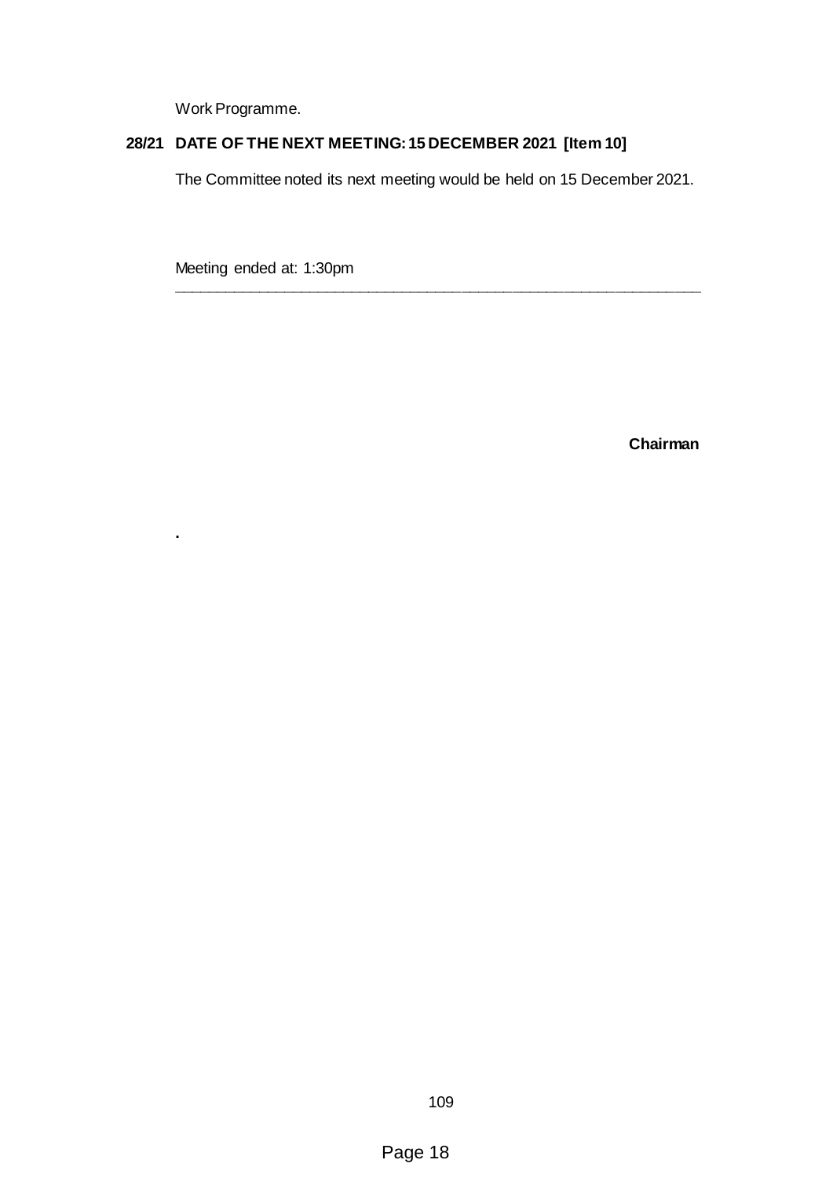Work Programme.

**28/21 DATE OF THE NEXT MEETING: 15 DECEMBER 2021 [Item 10]**

The Committee noted its next meeting would be held on 15 December 2021.

Meeting ended at: 1:30pm

---

**Chairman**

.